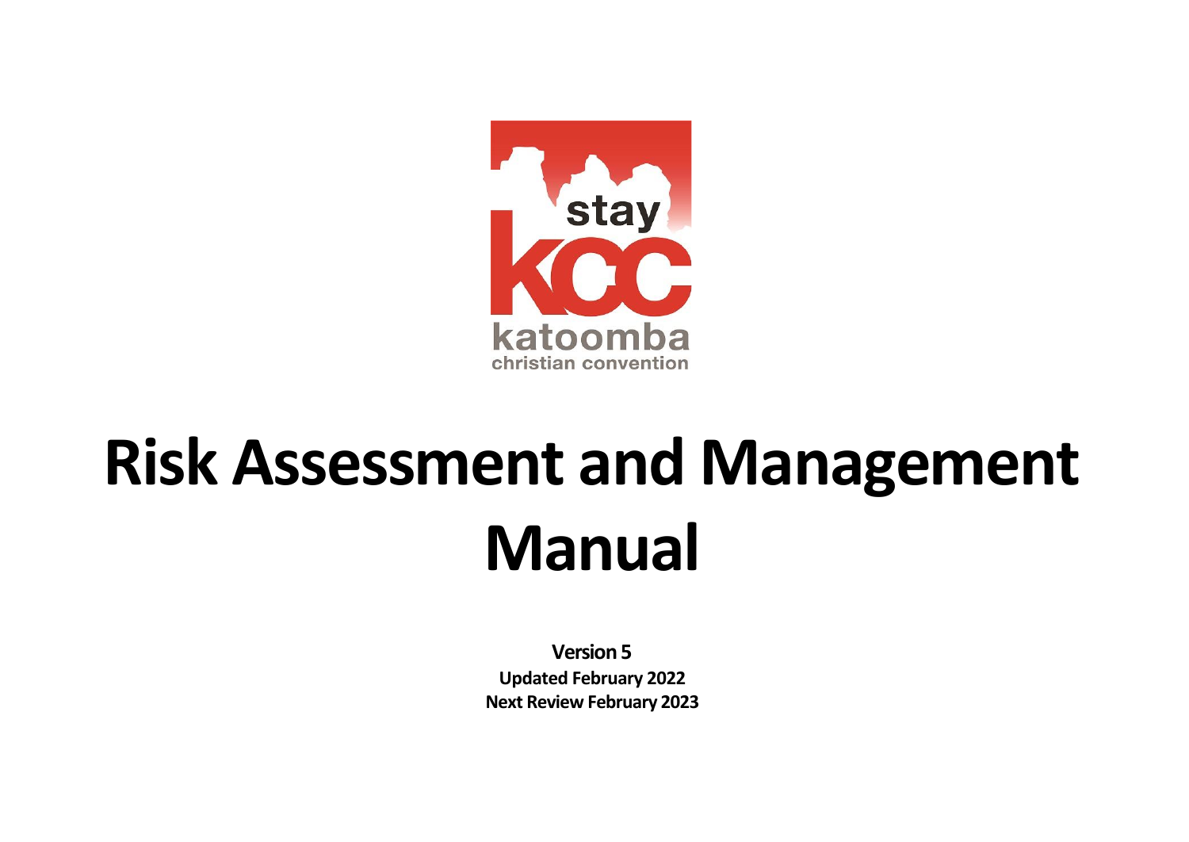stay KCC katoomba christian convention

# Risk Assessment and Management Manual

**Version 5**

**Updated February 2022**

**Next Review February 2023**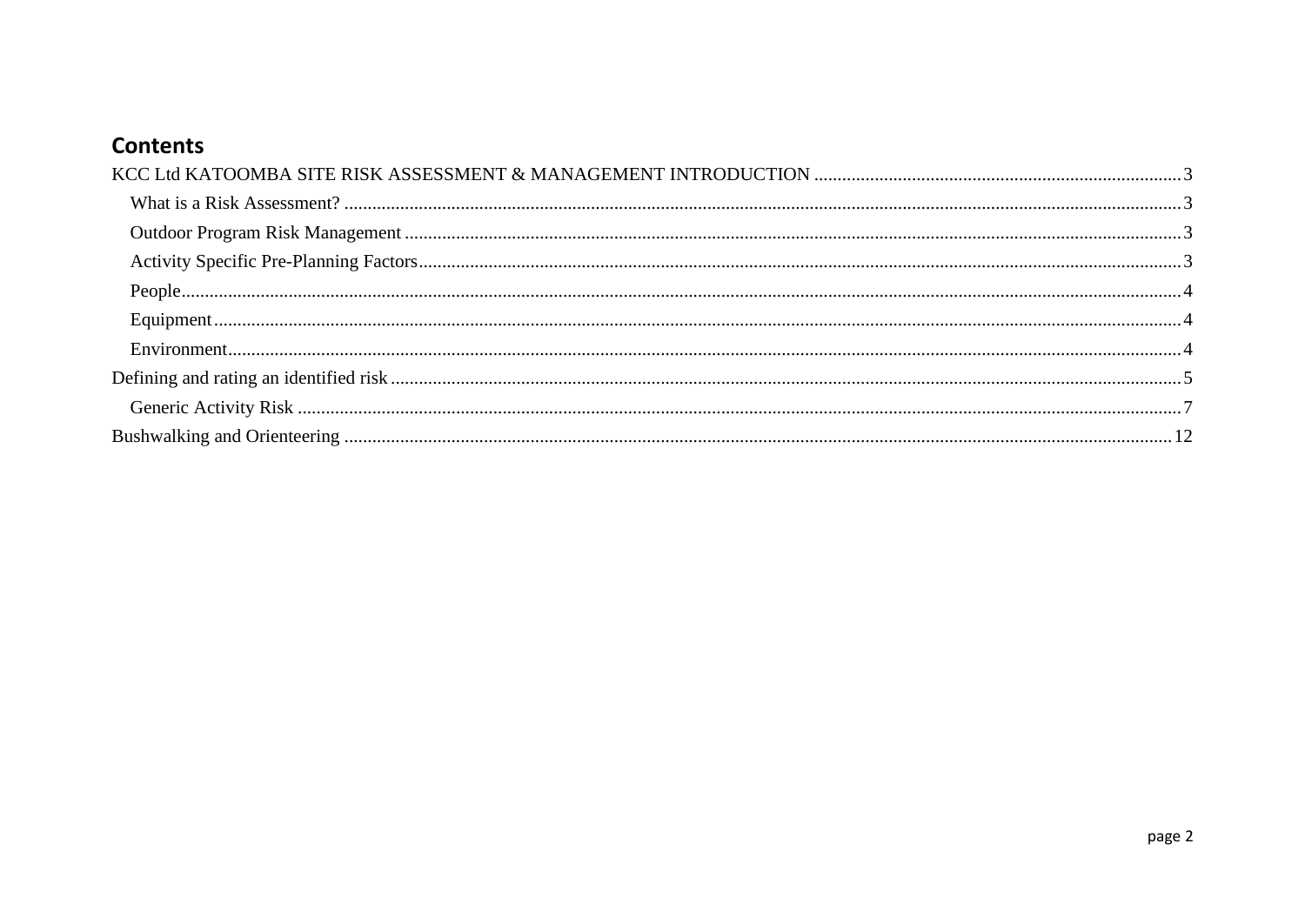## Contents

KCC Ltd KATOOMBA SITE RISK ASSESSMENT & MANAGEMENT INTRODUCTION ........ 3

- What is a Risk Assessment? ........ 3
- Outdoor Program Risk Management ........ 3
- Activity Specific Pre-Planning Factors ........ 3
- People ........ 4
- Equipment ........ 4
- Environment ........ 4

Defining and rating an identified risk ........ 5

- Generic Activity Risk ........ 7

Bushwalking and Orienteering ........ 12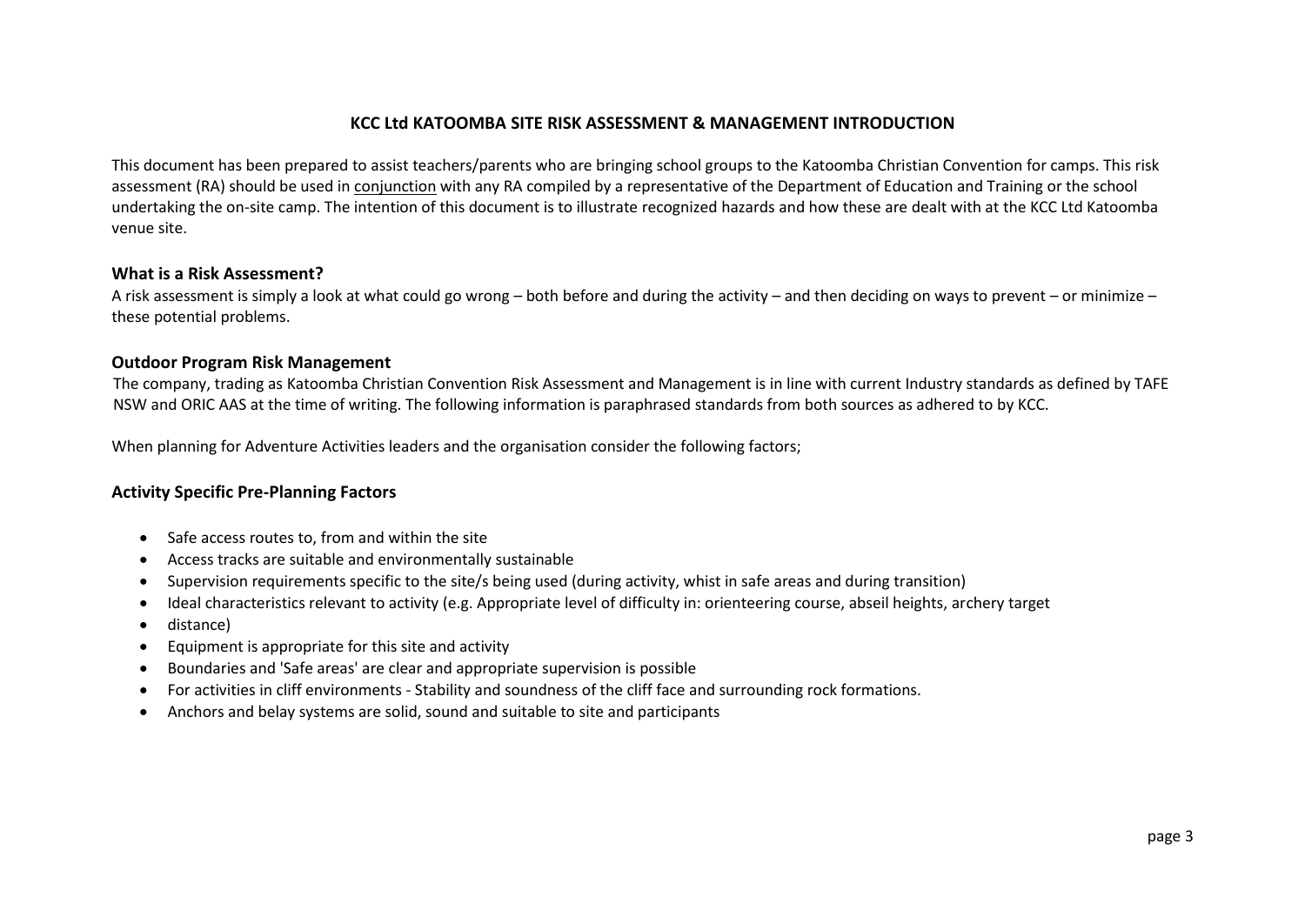# KCC Ltd KATOOMBA SITE RISK ASSESSMENT & MANAGEMENT INTRODUCTION

This document has been prepared to assist teachers/parents who are bringing school groups to the Katoomba Christian Convention for camps. This risk assessment (RA) should be used in conjunction with any RA compiled by a representative of the Department of Education and Training or the school undertaking the on-site camp. The intention of this document is to illustrate recognized hazards and how these are dealt with at the KCC Ltd Katoomba venue site.

## What is a Risk Assessment?

A risk assessment is simply a look at what could go wrong – both before and during the activity – and then deciding on ways to prevent – or minimize – these potential problems.

## Outdoor Program Risk Management

The company, trading as Katoomba Christian Convention Risk Assessment and Management is in line with current Industry standards as defined by TAFE NSW and ORIC AAS at the time of writing. The following information is paraphrased standards from both sources as adhered to by KCC.

When planning for Adventure Activities leaders and the organisation consider the following factors;

## Activity Specific Pre-Planning Factors

- Safe access routes to, from and within the site
- Access tracks are suitable and environmentally sustainable
- Supervision requirements specific to the site/s being used (during activity, whist in safe areas and during transition)
- Ideal characteristics relevant to activity (e.g. Appropriate level of difficulty in: orienteering course, abseil heights, archery target
- distance)
- Equipment is appropriate for this site and activity
- Boundaries and 'Safe areas' are clear and appropriate supervision is possible
- For activities in cliff environments - Stability and soundness of the cliff face and surrounding rock formations.
- Anchors and belay systems are solid, sound and suitable to site and participants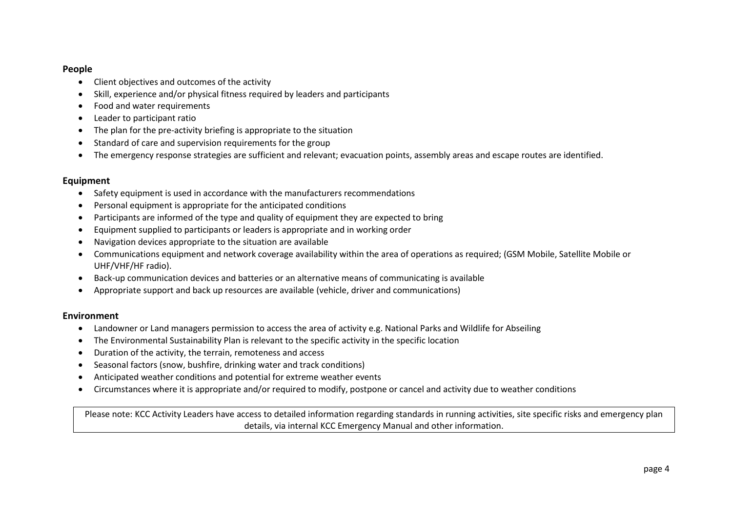**People**

- Client objectives and outcomes of the activity
- Skill, experience and/or physical fitness required by leaders and participants
- Food and water requirements
- Leader to participant ratio
- The plan for the pre-activity briefing is appropriate to the situation
- Standard of care and supervision requirements for the group
- The emergency response strategies are sufficient and relevant; evacuation points, assembly areas and escape routes are identified.

**Equipment**

- Safety equipment is used in accordance with the manufacturers recommendations
- Personal equipment is appropriate for the anticipated conditions
- Participants are informed of the type and quality of equipment they are expected to bring
- Equipment supplied to participants or leaders is appropriate and in working order
- Navigation devices appropriate to the situation are available
- Communications equipment and network coverage availability within the area of operations as required; (GSM Mobile, Satellite Mobile or UHF/VHF/HF radio).
- Back-up communication devices and batteries or an alternative means of communicating is available
- Appropriate support and back up resources are available (vehicle, driver and communications)

**Environment**

- Landowner or Land managers permission to access the area of activity e.g. National Parks and Wildlife for Abseiling
- The Environmental Sustainability Plan is relevant to the specific activity in the specific location
- Duration of the activity, the terrain, remoteness and access
- Seasonal factors (snow, bushfire, drinking water and track conditions)
- Anticipated weather conditions and potential for extreme weather events
- Circumstances where it is appropriate and/or required to modify, postpone or cancel and activity due to weather conditions

Please note: KCC Activity Leaders have access to detailed information regarding standards in running activities, site specific risks and emergency plan details, via internal KCC Emergency Manual and other information.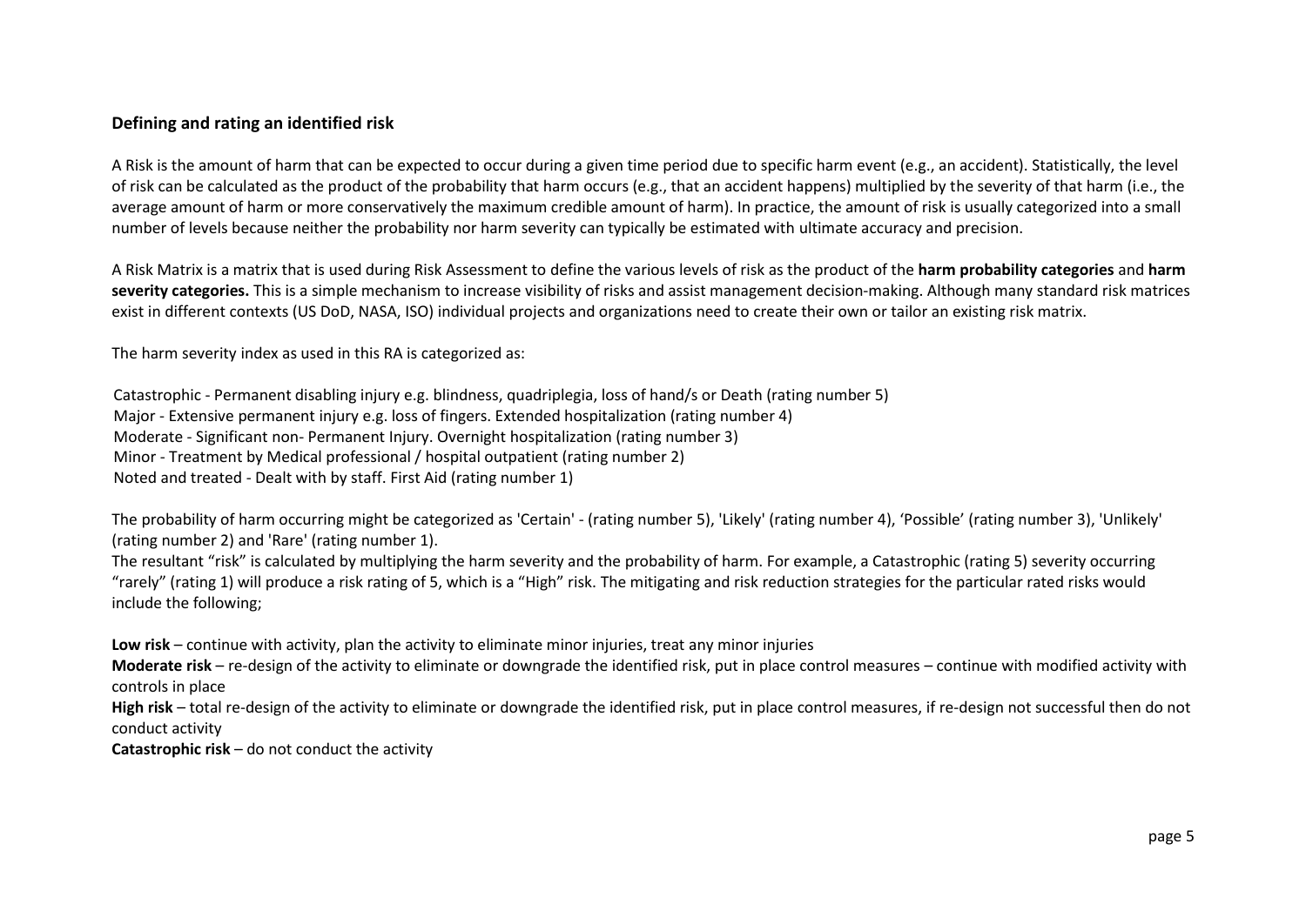## Defining and rating an identified risk

A Risk is the amount of harm that can be expected to occur during a given time period due to specific harm event (e.g., an accident). Statistically, the level of risk can be calculated as the product of the probability that harm occurs (e.g., that an accident happens) multiplied by the severity of that harm (i.e., the average amount of harm or more conservatively the maximum credible amount of harm). In practice, the amount of risk is usually categorized into a small number of levels because neither the probability nor harm severity can typically be estimated with ultimate accuracy and precision.

A Risk Matrix is a matrix that is used during Risk Assessment to define the various levels of risk as the product of the **harm probability categories** and **harm severity categories.** This is a simple mechanism to increase visibility of risks and assist management decision-making. Although many standard risk matrices exist in different contexts (US DoD, NASA, ISO) individual projects and organizations need to create their own or tailor an existing risk matrix.

The harm severity index as used in this RA is categorized as:

Catastrophic - Permanent disabling injury e.g. blindness, quadriplegia, loss of hand/s or Death (rating number 5)
Major - Extensive permanent injury e.g. loss of fingers. Extended hospitalization (rating number 4)
Moderate - Significant non- Permanent Injury. Overnight hospitalization (rating number 3)
Minor - Treatment by Medical professional / hospital outpatient (rating number 2)
Noted and treated - Dealt with by staff. First Aid (rating number 1)

The probability of harm occurring might be categorized as 'Certain' - (rating number 5), 'Likely' (rating number 4), 'Possible' (rating number 3), 'Unlikely' (rating number 2) and 'Rare' (rating number 1).
The resultant "risk" is calculated by multiplying the harm severity and the probability of harm. For example, a Catastrophic (rating 5) severity occurring "rarely" (rating 1) will produce a risk rating of 5, which is a "High" risk. The mitigating and risk reduction strategies for the particular rated risks would include the following;

**Low risk** – continue with activity, plan the activity to eliminate minor injuries, treat any minor injuries
**Moderate risk** – re-design of the activity to eliminate or downgrade the identified risk, put in place control measures – continue with modified activity with controls in place
**High risk** – total re-design of the activity to eliminate or downgrade the identified risk, put in place control measures, if re-design not successful then do not conduct activity
**Catastrophic risk** – do not conduct the activity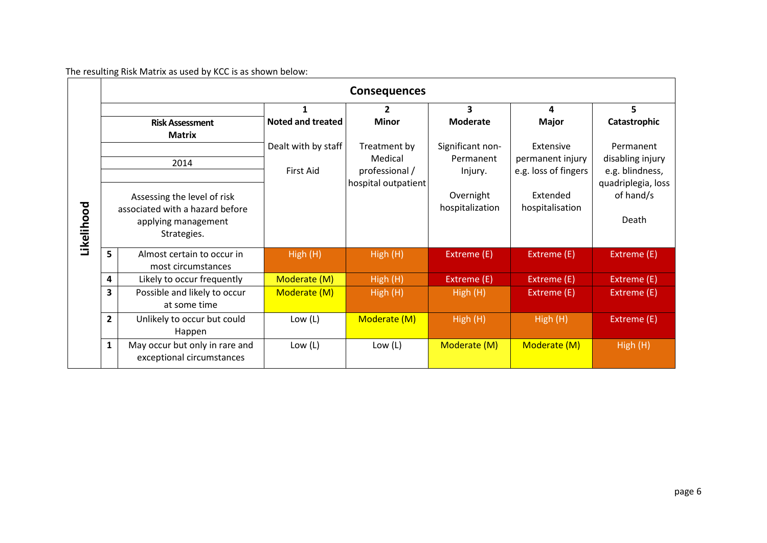The resulting Risk Matrix as used by KCC is as shown below:

| Likelihood | | Consequences | | | | |
|---|---|---|---|---|---|---|
| | **Risk Assessment Matrix**<br><br>2014<br><br>Assessing the level of risk associated with a hazard before applying management Strategies. | **1**<br>**Noted and treated**<br><br>Dealt with by staff<br><br>First Aid | **2**<br>**Minor**<br><br>Treatment by Medical professional / hospital outpatient | **3**<br>**Moderate**<br><br>Significant non-Permanent Injury.<br><br>Overnight hospitalization | **4**<br>**Major**<br><br>Extensive permanent injury e.g. loss of fingers<br><br>Extended hospitalisation | **5**<br>**Catastrophic**<br><br>Permanent disabling injury e.g. blindness, quadriplegia, loss of hand/s<br><br>Death |
| **5** | Almost certain to occur in most circumstances | High (H) | High (H) | Extreme (E) | Extreme (E) | Extreme (E) |
| **4** | Likely to occur frequently | Moderate (M) | High (H) | Extreme (E) | Extreme (E) | Extreme (E) |
| **3** | Possible and likely to occur at some time | Moderate (M) | High (H) | High (H) | Extreme (E) | Extreme (E) |
| **2** | Unlikely to occur but could Happen | Low (L) | Moderate (M) | High (H) | High (H) | Extreme (E) |
| **1** | May occur but only in rare and exceptional circumstances | Low (L) | Low (L) | Moderate (M) | Moderate (M) | High (H) |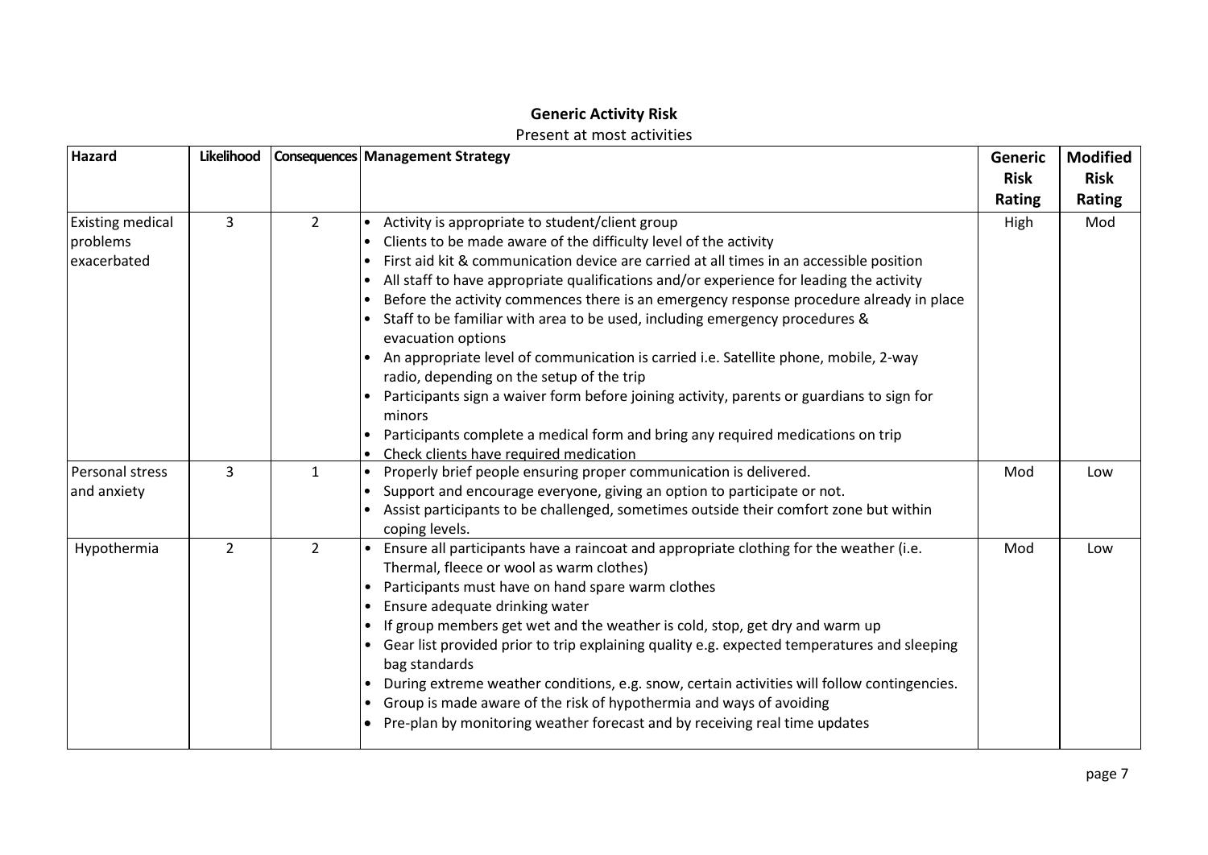**Generic Activity Risk**

Present at most activities

| Hazard | Likelihood | Consequences | Management Strategy | Generic Risk Rating | Modified Risk Rating |
|---|---|---|---|---|---|
| Existing medical problems exacerbated | 3 | 2 | • Activity is appropriate to student/client group<br>• Clients to be made aware of the difficulty level of the activity<br>• First aid kit & communication device are carried at all times in an accessible position<br>• All staff to have appropriate qualifications and/or experience for leading the activity<br>• Before the activity commences there is an emergency response procedure already in place<br>• Staff to be familiar with area to be used, including emergency procedures & evacuation options<br>• An appropriate level of communication is carried i.e. Satellite phone, mobile, 2-way radio, depending on the setup of the trip<br>• Participants sign a waiver form before joining activity, parents or guardians to sign for minors<br>• Participants complete a medical form and bring any required medications on trip<br>• Check clients have required medication | High | Mod |
| Personal stress and anxiety | 3 | 1 | • Properly brief people ensuring proper communication is delivered.<br>• Support and encourage everyone, giving an option to participate or not.<br>• Assist participants to be challenged, sometimes outside their comfort zone but within coping levels. | Mod | Low |
| Hypothermia | 2 | 2 | • Ensure all participants have a raincoat and appropriate clothing for the weather (i.e. Thermal, fleece or wool as warm clothes)<br>• Participants must have on hand spare warm clothes<br>• Ensure adequate drinking water<br>• If group members get wet and the weather is cold, stop, get dry and warm up<br>• Gear list provided prior to trip explaining quality e.g. expected temperatures and sleeping bag standards<br>• During extreme weather conditions, e.g. snow, certain activities will follow contingencies.<br>• Group is made aware of the risk of hypothermia and ways of avoiding<br>• Pre-plan by monitoring weather forecast and by receiving real time updates | Mod | Low |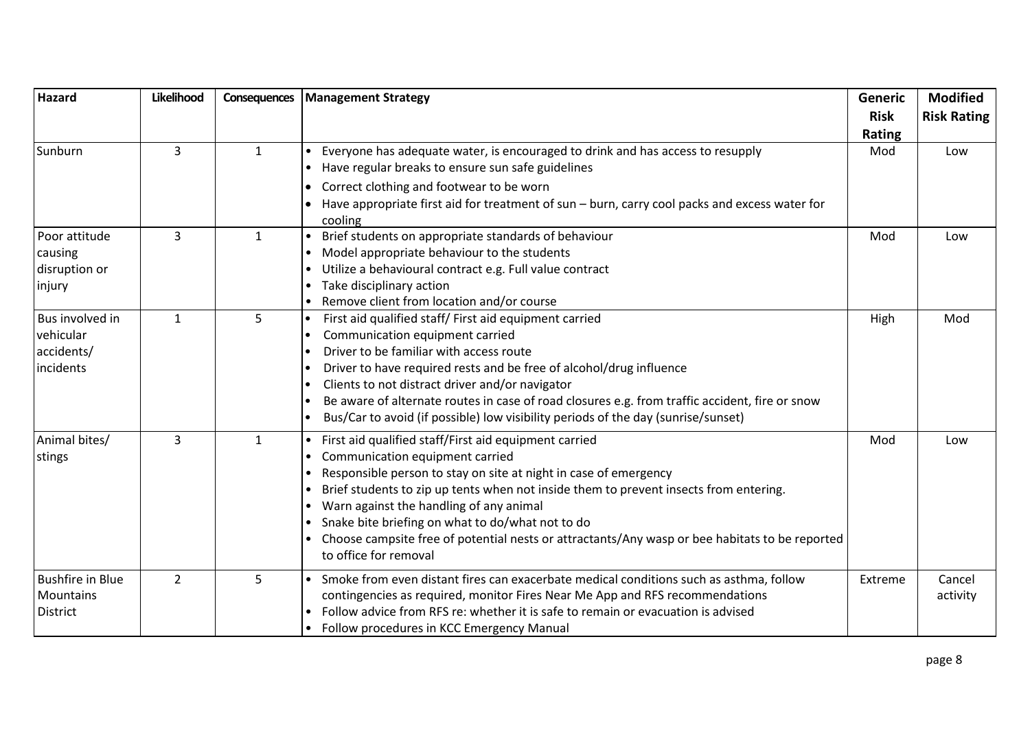| Hazard | Likelihood | Consequences | Management Strategy | Generic Risk Rating | Modified Risk Rating |
|---|---|---|---|---|---|
| Sunburn | 3 | 1 | • Everyone has adequate water, is encouraged to drink and has access to resupply<br>• Have regular breaks to ensure sun safe guidelines<br>• Correct clothing and footwear to be worn<br>• Have appropriate first aid for treatment of sun – burn, carry cool packs and excess water for cooling | Mod | Low |
| Poor attitude causing disruption or injury | 3 | 1 | • Brief students on appropriate standards of behaviour<br>• Model appropriate behaviour to the students<br>• Utilize a behavioural contract e.g. Full value contract<br>• Take disciplinary action<br>• Remove client from location and/or course | Mod | Low |
| Bus involved in vehicular accidents/ incidents | 1 | 5 | • First aid qualified staff/ First aid equipment carried<br>• Communication equipment carried<br>• Driver to be familiar with access route<br>• Driver to have required rests and be free of alcohol/drug influence<br>• Clients to not distract driver and/or navigator<br>• Be aware of alternate routes in case of road closures e.g. from traffic accident, fire or snow<br>• Bus/Car to avoid (if possible) low visibility periods of the day (sunrise/sunset) | High | Mod |
| Animal bites/ stings | 3 | 1 | • First aid qualified staff/First aid equipment carried<br>• Communication equipment carried<br>• Responsible person to stay on site at night in case of emergency<br>• Brief students to zip up tents when not inside them to prevent insects from entering.<br>• Warn against the handling of any animal<br>• Snake bite briefing on what to do/what not to do<br>• Choose campsite free of potential nests or attractants/Any wasp or bee habitats to be reported to office for removal | Mod | Low |
| Bushfire in Blue Mountains District | 2 | 5 | • Smoke from even distant fires can exacerbate medical conditions such as asthma, follow contingencies as required, monitor Fires Near Me App and RFS recommendations<br>• Follow advice from RFS re: whether it is safe to remain or evacuation is advised<br>• Follow procedures in KCC Emergency Manual | Extreme | Cancel activity |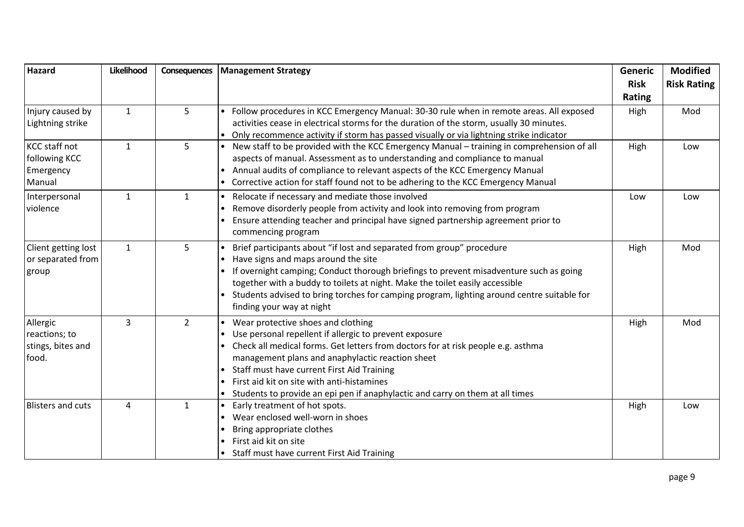| Hazard | Likelihood | Consequences | Management Strategy | Generic Risk Rating | Modified Risk Rating |
|---|---|---|---|---|---|
| Injury caused by Lightning strike | 1 | 5 | • Follow procedures in KCC Emergency Manual: 30-30 rule when in remote areas. All exposed activities cease in electrical storms for the duration of the storm, usually 30 minutes.<br>• Only recommence activity if storm has passed visually or via lightning strike indicator | High | Mod |
| KCC staff not following KCC Emergency Manual | 1 | 5 | • New staff to be provided with the KCC Emergency Manual – training in comprehension of all aspects of manual. Assessment as to understanding and compliance to manual<br>• Annual audits of compliance to relevant aspects of the KCC Emergency Manual<br>• Corrective action for staff found not to be adhering to the KCC Emergency Manual | High | Low |
| Interpersonal violence | 1 | 1 | • Relocate if necessary and mediate those involved<br>• Remove disorderly people from activity and look into removing from program<br>• Ensure attending teacher and principal have signed partnership agreement prior to commencing program | Low | Low |
| Client getting lost or separated from group | 1 | 5 | • Brief participants about "if lost and separated from group" procedure<br>• Have signs and maps around the site<br>• If overnight camping; Conduct thorough briefings to prevent misadventure such as going together with a buddy to toilets at night. Make the toilet easily accessible<br>• Students advised to bring torches for camping program, lighting around centre suitable for finding your way at night | High | Mod |
| Allergic reactions; to stings, bites and food. | 3 | 2 | • Wear protective shoes and clothing<br>• Use personal repellent if allergic to prevent exposure<br>• Check all medical forms. Get letters from doctors for at risk people e.g. asthma management plans and anaphylactic reaction sheet<br>• Staff must have current First Aid Training<br>• First aid kit on site with anti-histamines<br>• Students to provide an epi pen if anaphylactic and carry on them at all times | High | Mod |
| Blisters and cuts | 4 | 1 | • Early treatment of hot spots.<br>• Wear enclosed well-worn in shoes<br>• Bring appropriate clothes<br>• First aid kit on site<br>• Staff must have current First Aid Training | High | Low |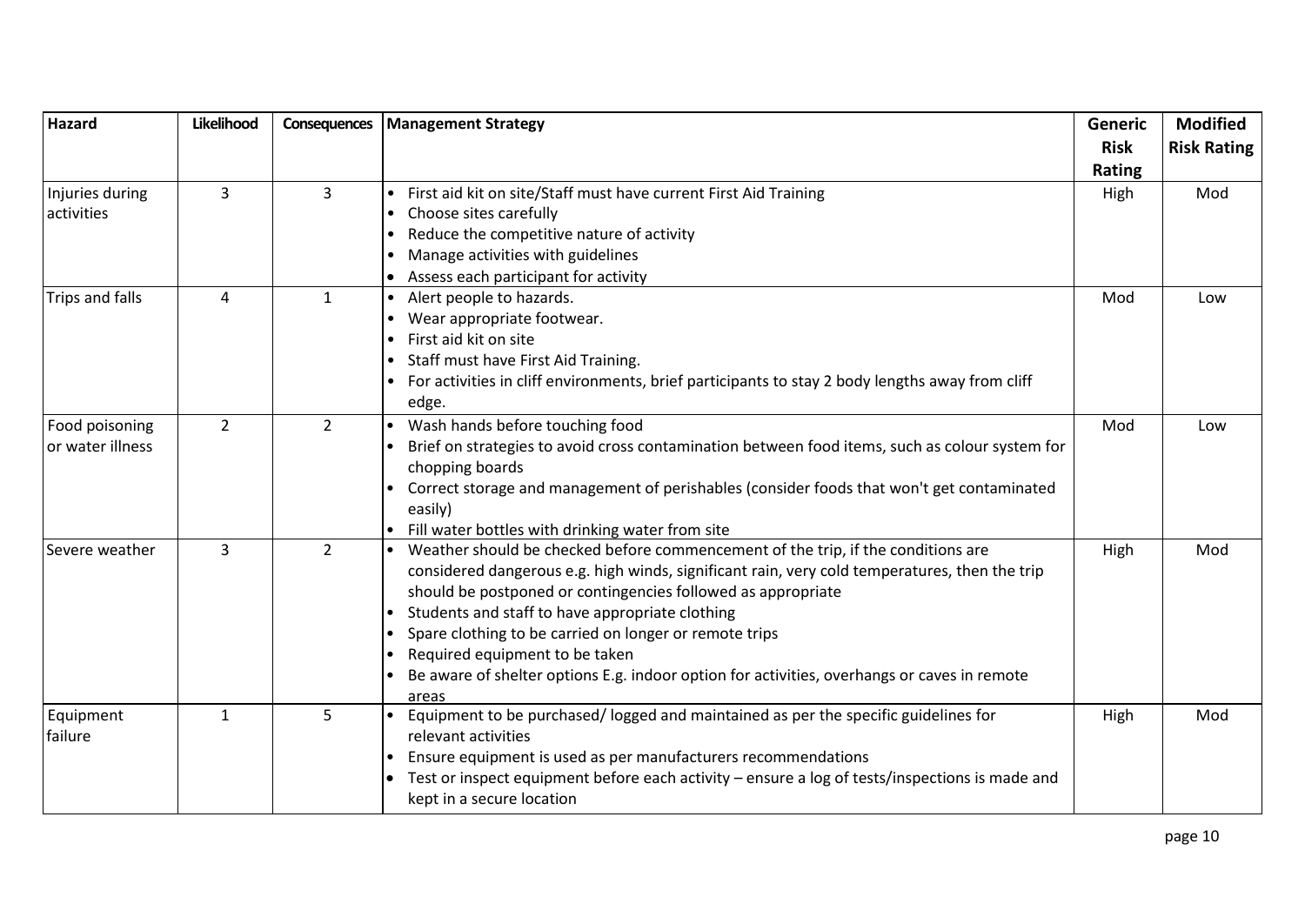| Hazard | Likelihood | Consequences | Management Strategy | Generic Risk Rating | Modified Risk Rating |
|---|---|---|---|---|---|
| Injuries during activities | 3 | 3 | • First aid kit on site/Staff must have current First Aid Training<br>• Choose sites carefully<br>• Reduce the competitive nature of activity<br>• Manage activities with guidelines<br>• Assess each participant for activity | High | Mod |
| Trips and falls | 4 | 1 | • Alert people to hazards.<br>• Wear appropriate footwear.<br>• First aid kit on site<br>• Staff must have First Aid Training.<br>• For activities in cliff environments, brief participants to stay 2 body lengths away from cliff edge. | Mod | Low |
| Food poisoning or water illness | 2 | 2 | • Wash hands before touching food<br>• Brief on strategies to avoid cross contamination between food items, such as colour system for chopping boards<br>• Correct storage and management of perishables (consider foods that won't get contaminated easily)<br>• Fill water bottles with drinking water from site | Mod | Low |
| Severe weather | 3 | 2 | • Weather should be checked before commencement of the trip, if the conditions are considered dangerous e.g. high winds, significant rain, very cold temperatures, then the trip should be postponed or contingencies followed as appropriate<br>• Students and staff to have appropriate clothing<br>• Spare clothing to be carried on longer or remote trips<br>• Required equipment to be taken<br>• Be aware of shelter options E.g. indoor option for activities, overhangs or caves in remote areas | High | Mod |
| Equipment failure | 1 | 5 | • Equipment to be purchased/ logged and maintained as per the specific guidelines for relevant activities<br>• Ensure equipment is used as per manufacturers recommendations<br>• Test or inspect equipment before each activity – ensure a log of tests/inspections is made and kept in a secure location | High | Mod |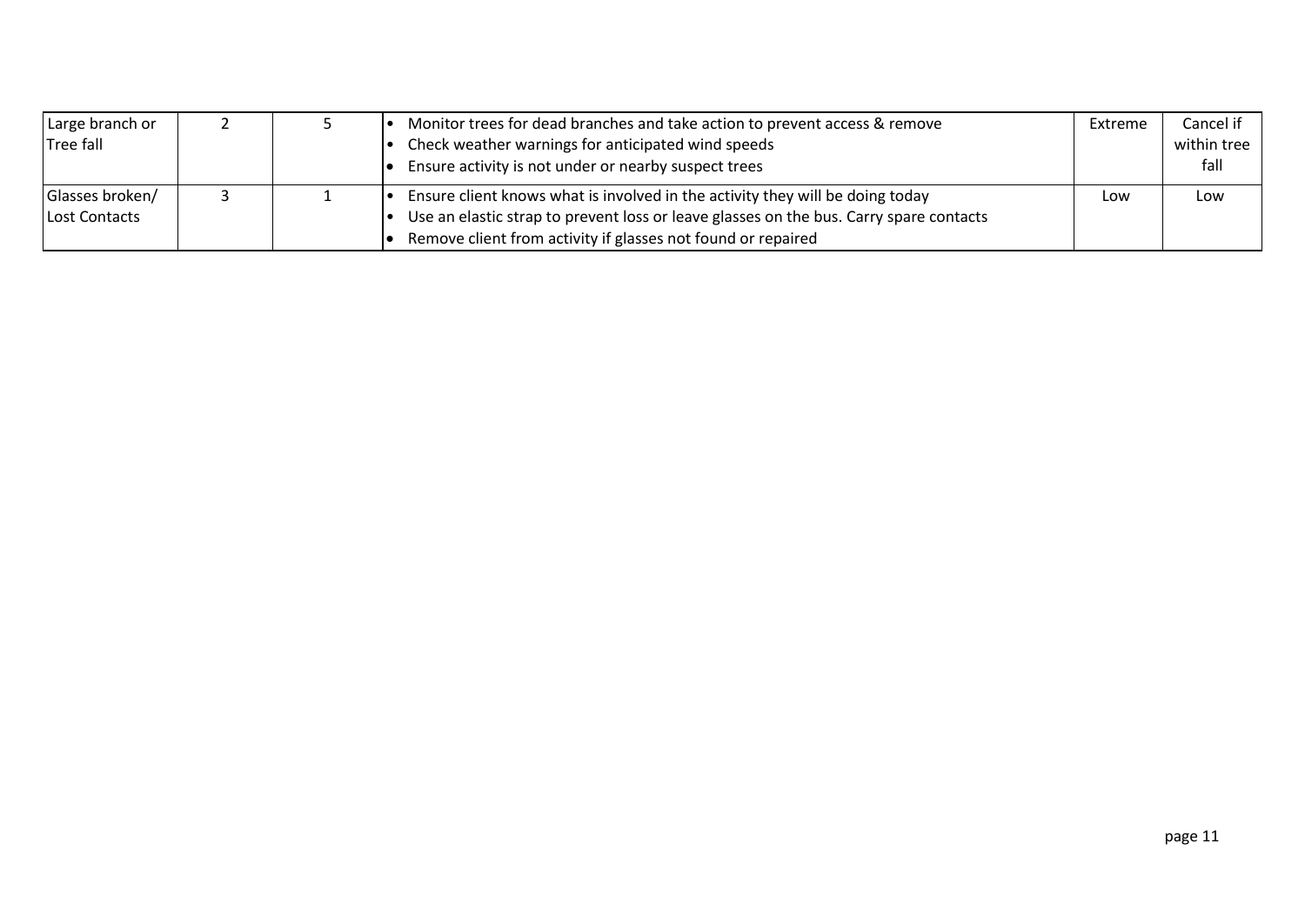| | | | | | |
|---|---|---|---|---|---|
| Large branch or Tree fall | 2 | 5 | • Monitor trees for dead branches and take action to prevent access & remove<br>• Check weather warnings for anticipated wind speeds<br>• Ensure activity is not under or nearby suspect trees | Extreme | Cancel if within tree fall |
| Glasses broken/ Lost Contacts | 3 | 1 | • Ensure client knows what is involved in the activity they will be doing today<br>• Use an elastic strap to prevent loss or leave glasses on the bus. Carry spare contacts<br>• Remove client from activity if glasses not found or repaired | Low | Low |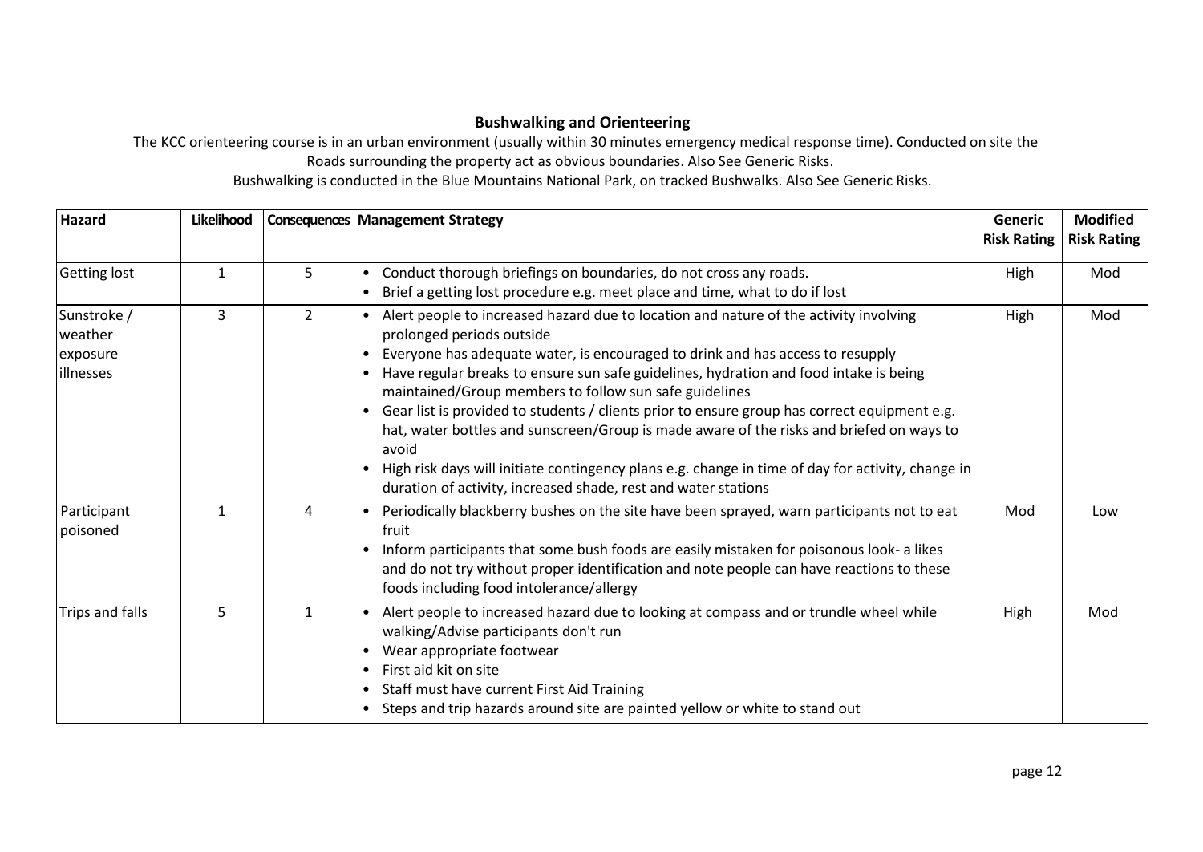## Bushwalking and Orienteering

The KCC orienteering course is in an urban environment (usually within 30 minutes emergency medical response time). Conducted on site the Roads surrounding the property act as obvious boundaries. Also See Generic Risks.

Bushwalking is conducted in the Blue Mountains National Park, on tracked Bushwalks. Also See Generic Risks.

| Hazard | Likelihood | Consequences | Management Strategy | Generic Risk Rating | Modified Risk Rating |
|---|---|---|---|---|---|
| Getting lost | 1 | 5 | • Conduct thorough briefings on boundaries, do not cross any roads.<br>• Brief a getting lost procedure e.g. meet place and time, what to do if lost | High | Mod |
| Sunstroke / weather exposure illnesses | 3 | 2 | • Alert people to increased hazard due to location and nature of the activity involving prolonged periods outside<br>• Everyone has adequate water, is encouraged to drink and has access to resupply<br>• Have regular breaks to ensure sun safe guidelines, hydration and food intake is being maintained/Group members to follow sun safe guidelines<br>• Gear list is provided to students / clients prior to ensure group has correct equipment e.g. hat, water bottles and sunscreen/Group is made aware of the risks and briefed on ways to avoid<br>• High risk days will initiate contingency plans e.g. change in time of day for activity, change in duration of activity, increased shade, rest and water stations | High | Mod |
| Participant poisoned | 1 | 4 | • Periodically blackberry bushes on the site have been sprayed, warn participants not to eat fruit<br>• Inform participants that some bush foods are easily mistaken for poisonous look- a likes and do not try without proper identification and note people can have reactions to these foods including food intolerance/allergy | Mod | Low |
| Trips and falls | 5 | 1 | • Alert people to increased hazard due to looking at compass and or trundle wheel while walking/Advise participants don't run<br>• Wear appropriate footwear<br>• First aid kit on site<br>• Staff must have current First Aid Training<br>• Steps and trip hazards around site are painted yellow or white to stand out | High | Mod |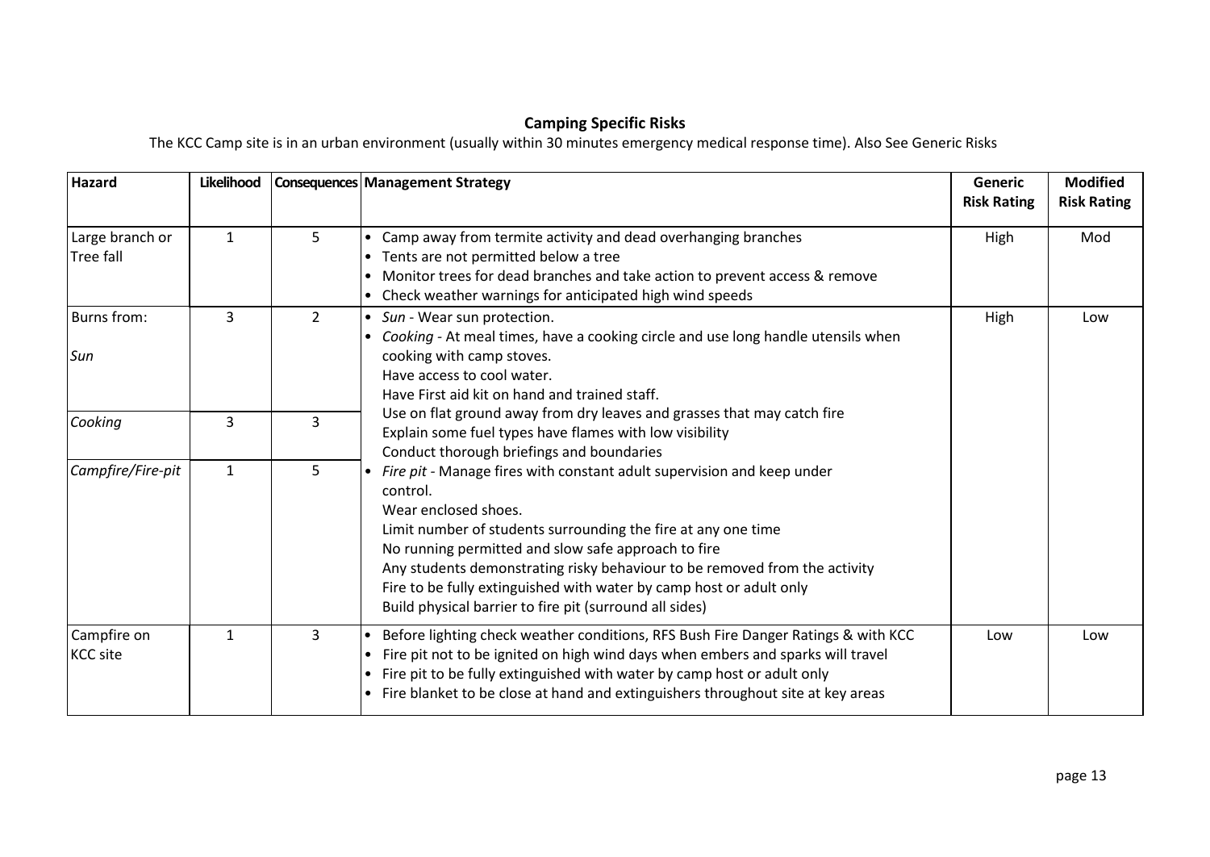## Camping Specific Risks

The KCC Camp site is in an urban environment (usually within 30 minutes emergency medical response time). Also See Generic Risks

| Hazard | Likelihood | Consequences | Management Strategy | Generic Risk Rating | Modified Risk Rating |
|---|---|---|---|---|---|
| Large branch or Tree fall | 1 | 5 | • Camp away from termite activity and dead overhanging branches<br>• Tents are not permitted below a tree<br>• Monitor trees for dead branches and take action to prevent access & remove<br>• Check weather warnings for anticipated high wind speeds | High | Mod |
| Burns from:<br><br>*Sun* | 3 | 2 | • *Sun* - Wear sun protection.<br>• *Cooking* - At meal times, have a cooking circle and use long handle utensils when cooking with camp stoves.<br>Have access to cool water.<br>Have First aid kit on hand and trained staff.<br>Use on flat ground away from dry leaves and grasses that may catch fire<br>Explain some fuel types have flames with low visibility<br>Conduct thorough briefings and boundaries<br>• *Fire pit* - Manage fires with constant adult supervision and keep under control.<br>Wear enclosed shoes.<br>Limit number of students surrounding the fire at any one time<br>No running permitted and slow safe approach to fire<br>Any students demonstrating risky behaviour to be removed from the activity<br>Fire to be fully extinguished with water by camp host or adult only<br>Build physical barrier to fire pit (surround all sides) | High | Low |
| *Cooking* | 3 | 3 | | | |
| *Campfire/Fire-pit* | 1 | 5 | | | |
| Campfire on KCC site | 1 | 3 | • Before lighting check weather conditions, RFS Bush Fire Danger Ratings & with KCC<br>• Fire pit not to be ignited on high wind days when embers and sparks will travel<br>• Fire pit to be fully extinguished with water by camp host or adult only<br>• Fire blanket to be close at hand and extinguishers throughout site at key areas | Low | Low |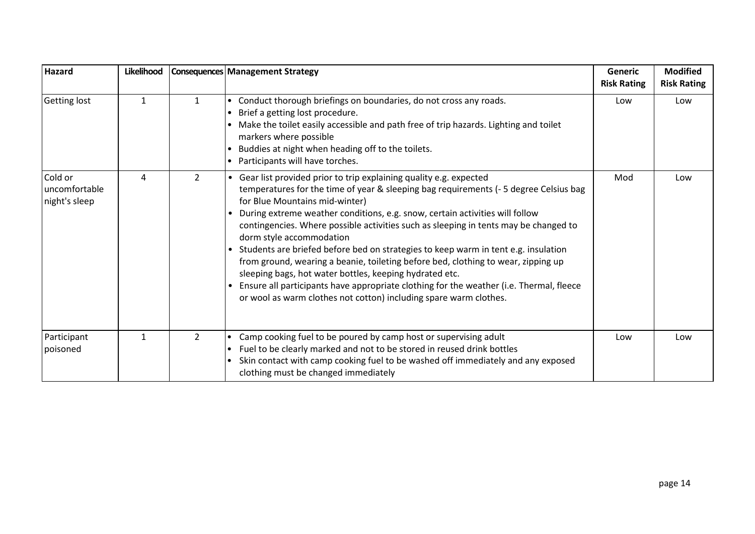| Hazard | Likelihood | Consequences | Management Strategy | Generic Risk Rating | Modified Risk Rating |
| --- | --- | --- | --- | --- | --- |
| Getting lost | 1 | 1 | • Conduct thorough briefings on boundaries, do not cross any roads.<br>• Brief a getting lost procedure.<br>• Make the toilet easily accessible and path free of trip hazards. Lighting and toilet markers where possible<br>• Buddies at night when heading off to the toilets.<br>• Participants will have torches. | Low | Low |
| Cold or uncomfortable night's sleep | 4 | 2 | • Gear list provided prior to trip explaining quality e.g. expected temperatures for the time of year & sleeping bag requirements (- 5 degree Celsius bag for Blue Mountains mid-winter)<br>• During extreme weather conditions, e.g. snow, certain activities will follow contingencies. Where possible activities such as sleeping in tents may be changed to dorm style accommodation<br>• Students are briefed before bed on strategies to keep warm in tent e.g. insulation from ground, wearing a beanie, toileting before bed, clothing to wear, zipping up sleeping bags, hot water bottles, keeping hydrated etc.<br>• Ensure all participants have appropriate clothing for the weather (i.e. Thermal, fleece or wool as warm clothes not cotton) including spare warm clothes. | Mod | Low |
| Participant poisoned | 1 | 2 | • Camp cooking fuel to be poured by camp host or supervising adult<br>• Fuel to be clearly marked and not to be stored in reused drink bottles<br>• Skin contact with camp cooking fuel to be washed off immediately and any exposed clothing must be changed immediately | Low | Low |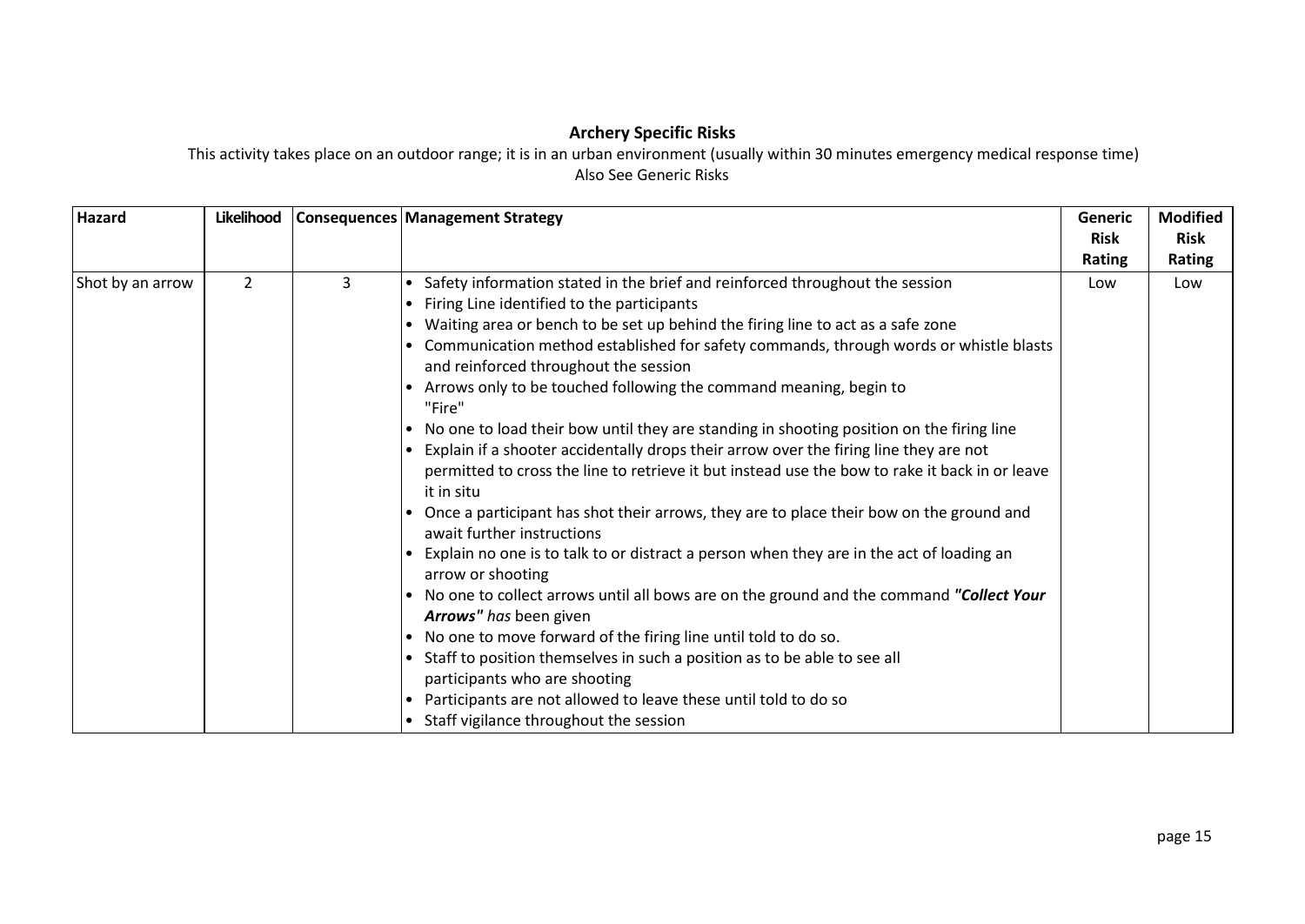**Archery Specific Risks**

This activity takes place on an outdoor range; it is in an urban environment (usually within 30 minutes emergency medical response time)

Also See Generic Risks

| Hazard | Likelihood | Consequences | Management Strategy | Generic Risk Rating | Modified Risk Rating |
|---|---|---|---|---|---|
| Shot by an arrow | 2 | 3 | • Safety information stated in the brief and reinforced throughout the session<br>• Firing Line identified to the participants<br>• Waiting area or bench to be set up behind the firing line to act as a safe zone<br>• Communication method established for safety commands, through words or whistle blasts and reinforced throughout the session<br>• Arrows only to be touched following the command meaning, begin to "Fire"<br>• No one to load their bow until they are standing in shooting position on the firing line<br>• Explain if a shooter accidentally drops their arrow over the firing line they are not permitted to cross the line to retrieve it but instead use the bow to rake it back in or leave it in situ<br>• Once a participant has shot their arrows, they are to place their bow on the ground and await further instructions<br>• Explain no one is to talk to or distract a person when they are in the act of loading an arrow or shooting<br>• No one to collect arrows until all bows are on the ground and the command ***"Collect Your Arrows"*** *has* been given<br>• No one to move forward of the firing line until told to do so.<br>• Staff to position themselves in such a position as to be able to see all participants who are shooting<br>• Participants are not allowed to leave these until told to do so<br>• Staff vigilance throughout the session | Low | Low |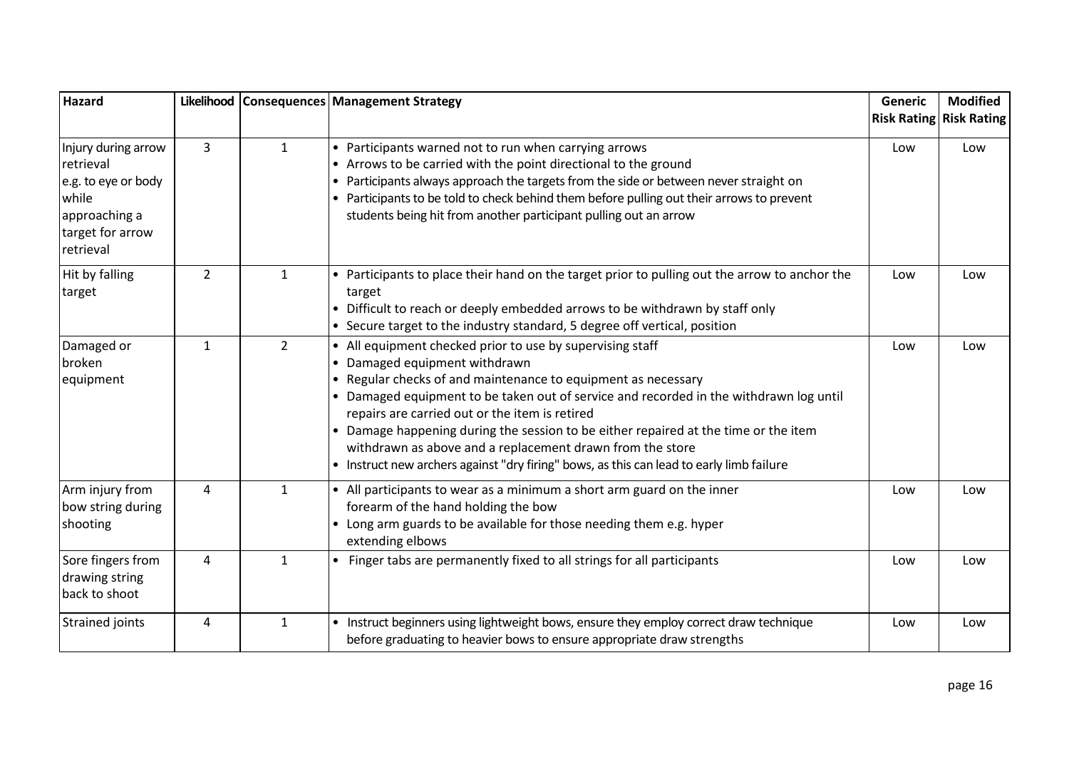| Hazard | Likelihood | Consequences | Management Strategy | Generic Risk Rating | Modified Risk Rating |
|---|---|---|---|---|---|
| Injury during arrow retrieval e.g. to eye or body while approaching a target for arrow retrieval | 3 | 1 | • Participants warned not to run when carrying arrows<br>• Arrows to be carried with the point directional to the ground<br>• Participants always approach the targets from the side or between never straight on<br>• Participants to be told to check behind them before pulling out their arrows to prevent students being hit from another participant pulling out an arrow | Low | Low |
| Hit by falling target | 2 | 1 | • Participants to place their hand on the target prior to pulling out the arrow to anchor the target<br>• Difficult to reach or deeply embedded arrows to be withdrawn by staff only<br>• Secure target to the industry standard, 5 degree off vertical, position | Low | Low |
| Damaged or broken equipment | 1 | 2 | • All equipment checked prior to use by supervising staff<br>• Damaged equipment withdrawn<br>• Regular checks of and maintenance to equipment as necessary<br>• Damaged equipment to be taken out of service and recorded in the withdrawn log until repairs are carried out or the item is retired<br>• Damage happening during the session to be either repaired at the time or the item withdrawn as above and a replacement drawn from the store<br>• Instruct new archers against "dry firing" bows, as this can lead to early limb failure | Low | Low |
| Arm injury from bow string during shooting | 4 | 1 | • All participants to wear as a minimum a short arm guard on the inner forearm of the hand holding the bow<br>• Long arm guards to be available for those needing them e.g. hyper extending elbows | Low | Low |
| Sore fingers from drawing string back to shoot | 4 | 1 | • Finger tabs are permanently fixed to all strings for all participants | Low | Low |
| Strained joints | 4 | 1 | • Instruct beginners using lightweight bows, ensure they employ correct draw technique before graduating to heavier bows to ensure appropriate draw strengths | Low | Low |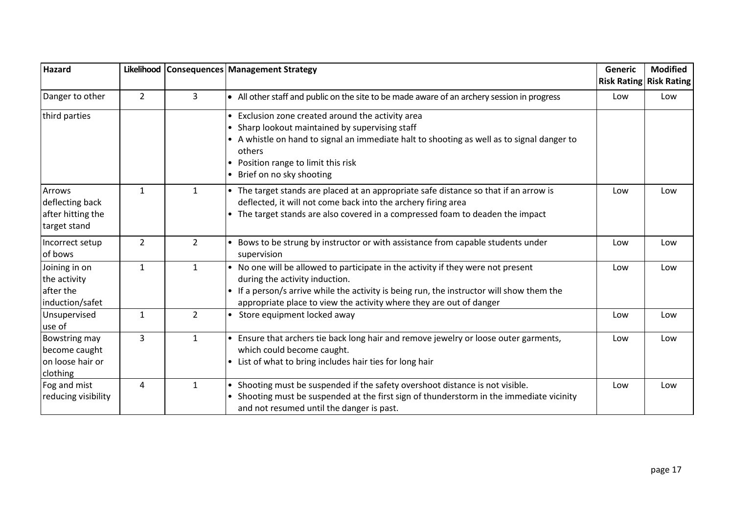| Hazard | Likelihood | Consequences | Management Strategy | Generic Risk Rating | Modified Risk Rating |
|---|---|---|---|---|---|
| Danger to other | 2 | 3 | • All other staff and public on the site to be made aware of an archery session in progress | Low | Low |
| third parties | | | • Exclusion zone created around the activity area<br>• Sharp lookout maintained by supervising staff<br>• A whistle on hand to signal an immediate halt to shooting as well as to signal danger to others<br>• Position range to limit this risk<br>• Brief on no sky shooting | | |
| Arrows deflecting back after hitting the target stand | 1 | 1 | • The target stands are placed at an appropriate safe distance so that if an arrow is deflected, it will not come back into the archery firing area<br>• The target stands are also covered in a compressed foam to deaden the impact | Low | Low |
| Incorrect setup of bows | 2 | 2 | • Bows to be strung by instructor or with assistance from capable students under supervision | Low | Low |
| Joining in on the activity after the induction/safet | 1 | 1 | • No one will be allowed to participate in the activity if they were not present during the activity induction.<br>• If a person/s arrive while the activity is being run, the instructor will show them the appropriate place to view the activity where they are out of danger | Low | Low |
| Unsupervised use of | 1 | 2 | • Store equipment locked away | Low | Low |
| Bowstring may become caught on loose hair or clothing | 3 | 1 | • Ensure that archers tie back long hair and remove jewelry or loose outer garments, which could become caught.<br>• List of what to bring includes hair ties for long hair | Low | Low |
| Fog and mist reducing visibility | 4 | 1 | • Shooting must be suspended if the safety overshoot distance is not visible.<br>• Shooting must be suspended at the first sign of thunderstorm in the immediate vicinity and not resumed until the danger is past. | Low | Low |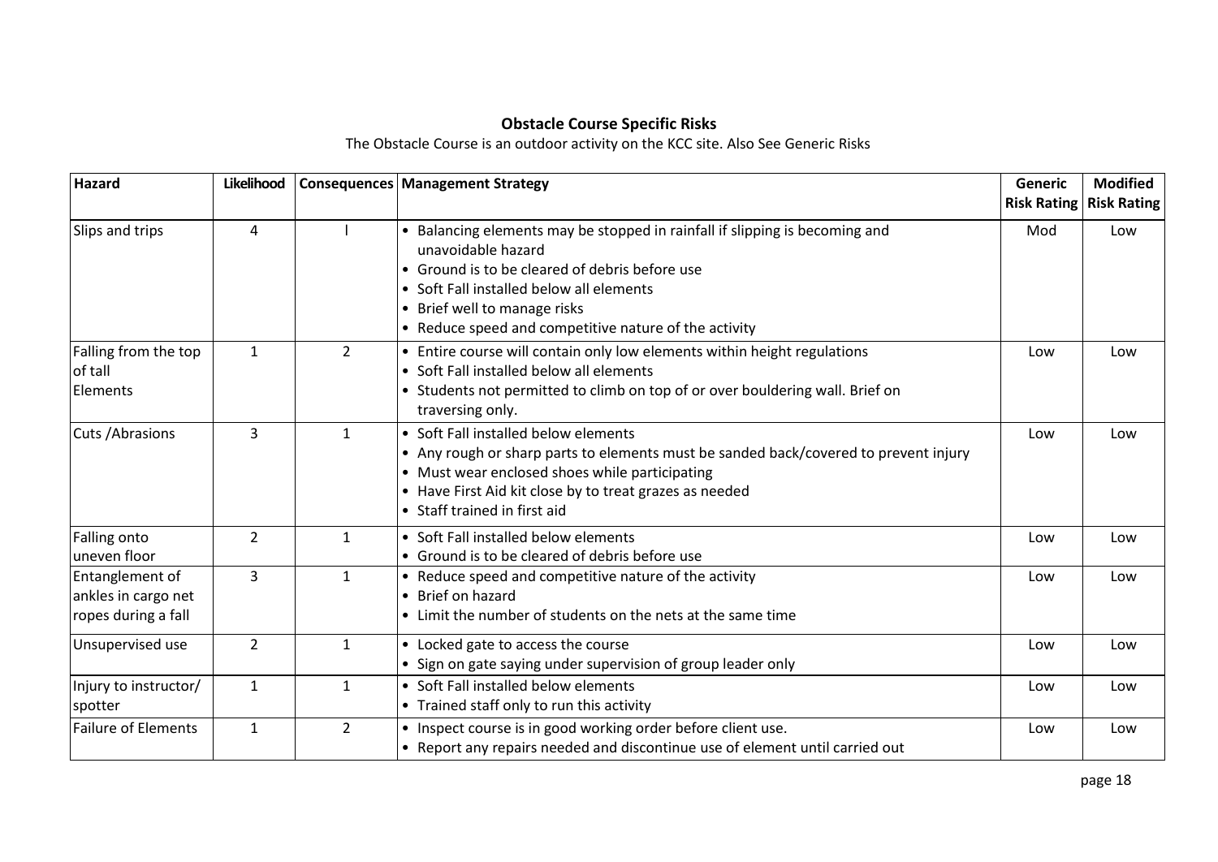## Obstacle Course Specific Risks

The Obstacle Course is an outdoor activity on the KCC site. Also See Generic Risks

| Hazard | Likelihood | Consequences | Management Strategy | Generic Risk Rating | Modified Risk Rating |
|---|---|---|---|---|---|
| Slips and trips | 4 | l | • Balancing elements may be stopped in rainfall if slipping is becoming and unavoidable hazard<br>• Ground is to be cleared of debris before use<br>• Soft Fall installed below all elements<br>• Brief well to manage risks<br>• Reduce speed and competitive nature of the activity | Mod | Low |
| Falling from the top of tall Elements | 1 | 2 | • Entire course will contain only low elements within height regulations<br>• Soft Fall installed below all elements<br>• Students not permitted to climb on top of or over bouldering wall. Brief on traversing only. | Low | Low |
| Cuts /Abrasions | 3 | 1 | • Soft Fall installed below elements<br>• Any rough or sharp parts to elements must be sanded back/covered to prevent injury<br>• Must wear enclosed shoes while participating<br>• Have First Aid kit close by to treat grazes as needed<br>• Staff trained in first aid | Low | Low |
| Falling onto uneven floor | 2 | 1 | • Soft Fall installed below elements<br>• Ground is to be cleared of debris before use | Low | Low |
| Entanglement of ankles in cargo net ropes during a fall | 3 | 1 | • Reduce speed and competitive nature of the activity<br>• Brief on hazard<br>• Limit the number of students on the nets at the same time | Low | Low |
| Unsupervised use | 2 | 1 | • Locked gate to access the course<br>• Sign on gate saying under supervision of group leader only | Low | Low |
| Injury to instructor/ spotter | 1 | 1 | • Soft Fall installed below elements<br>• Trained staff only to run this activity | Low | Low |
| Failure of Elements | 1 | 2 | • Inspect course is in good working order before client use.<br>• Report any repairs needed and discontinue use of element until carried out | Low | Low |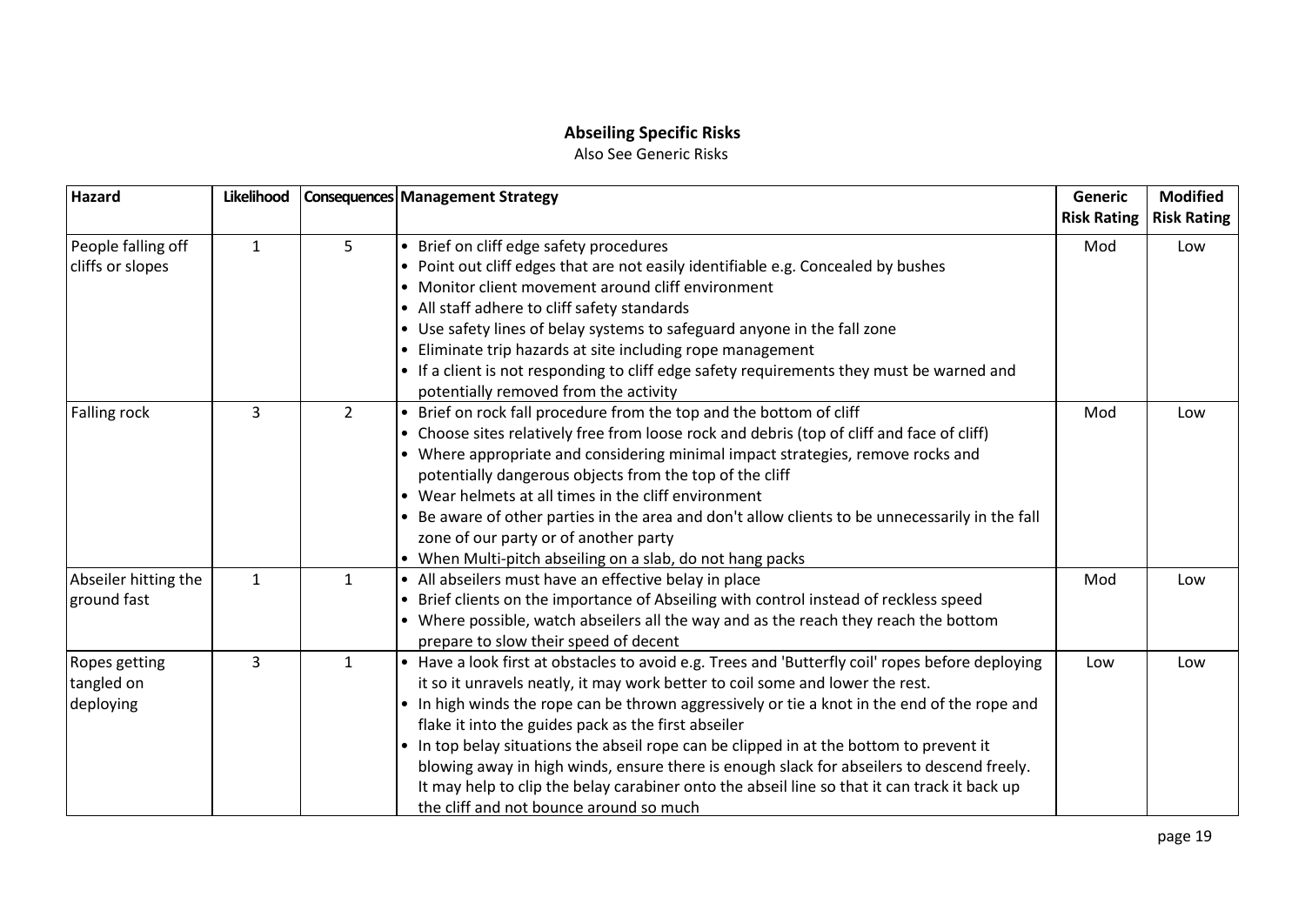## Abseiling Specific Risks

Also See Generic Risks

| Hazard | Likelihood | Consequences | Management Strategy | Generic Risk Rating | Modified Risk Rating |
|---|---|---|---|---|---|
| People falling off cliffs or slopes | 1 | 5 | • Brief on cliff edge safety procedures<br>• Point out cliff edges that are not easily identifiable e.g. Concealed by bushes<br>• Monitor client movement around cliff environment<br>• All staff adhere to cliff safety standards<br>• Use safety lines of belay systems to safeguard anyone in the fall zone<br>• Eliminate trip hazards at site including rope management<br>• If a client is not responding to cliff edge safety requirements they must be warned and potentially removed from the activity | Mod | Low |
| Falling rock | 3 | 2 | • Brief on rock fall procedure from the top and the bottom of cliff<br>• Choose sites relatively free from loose rock and debris (top of cliff and face of cliff)<br>• Where appropriate and considering minimal impact strategies, remove rocks and potentially dangerous objects from the top of the cliff<br>• Wear helmets at all times in the cliff environment<br>• Be aware of other parties in the area and don't allow clients to be unnecessarily in the fall zone of our party or of another party<br>• When Multi-pitch abseiling on a slab, do not hang packs | Mod | Low |
| Abseiler hitting the ground fast | 1 | 1 | • All abseilers must have an effective belay in place<br>• Brief clients on the importance of Abseiling with control instead of reckless speed<br>• Where possible, watch abseilers all the way and as the reach they reach the bottom prepare to slow their speed of decent | Mod | Low |
| Ropes getting tangled on deploying | 3 | 1 | • Have a look first at obstacles to avoid e.g. Trees and 'Butterfly coil' ropes before deploying it so it unravels neatly, it may work better to coil some and lower the rest.<br>• In high winds the rope can be thrown aggressively or tie a knot in the end of the rope and flake it into the guides pack as the first abseiler<br>• In top belay situations the abseil rope can be clipped in at the bottom to prevent it blowing away in high winds, ensure there is enough slack for abseilers to descend freely. It may help to clip the belay carabiner onto the abseil line so that it can track it back up the cliff and not bounce around so much | Low | Low |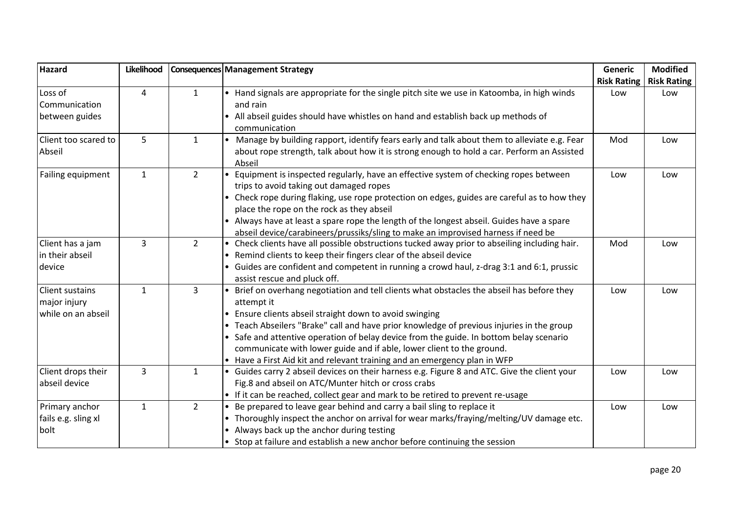| Hazard | Likelihood | Consequences | Management Strategy | Generic Risk Rating | Modified Risk Rating |
|---|---|---|---|---|---|
| Loss of Communication between guides | 4 | 1 | • Hand signals are appropriate for the single pitch site we use in Katoomba, in high winds and rain<br>• All abseil guides should have whistles on hand and establish back up methods of communication | Low | Low |
| Client too scared to Abseil | 5 | 1 | • Manage by building rapport, identify fears early and talk about them to alleviate e.g. Fear about rope strength, talk about how it is strong enough to hold a car. Perform an Assisted Abseil | Mod | Low |
| Failing equipment | 1 | 2 | • Equipment is inspected regularly, have an effective system of checking ropes between trips to avoid taking out damaged ropes<br>• Check rope during flaking, use rope protection on edges, guides are careful as to how they place the rope on the rock as they abseil<br>• Always have at least a spare rope the length of the longest abseil. Guides have a spare abseil device/carabineers/prussiks/sling to make an improvised harness if need be | Low | Low |
| Client has a jam in their abseil device | 3 | 2 | • Check clients have all possible obstructions tucked away prior to abseiling including hair.<br>• Remind clients to keep their fingers clear of the abseil device<br>• Guides are confident and competent in running a crowd haul, z-drag 3:1 and 6:1, prussic assist rescue and pluck off. | Mod | Low |
| Client sustains major injury while on an abseil | 1 | 3 | • Brief on overhang negotiation and tell clients what obstacles the abseil has before they attempt it<br>• Ensure clients abseil straight down to avoid swinging<br>• Teach Abseilers "Brake" call and have prior knowledge of previous injuries in the group<br>• Safe and attentive operation of belay device from the guide. In bottom belay scenario communicate with lower guide and if able, lower client to the ground.<br>• Have a First Aid kit and relevant training and an emergency plan in WFP | Low | Low |
| Client drops their abseil device | 3 | 1 | • Guides carry 2 abseil devices on their harness e.g. Figure 8 and ATC. Give the client your Fig.8 and abseil on ATC/Munter hitch or cross crabs<br>• If it can be reached, collect gear and mark to be retired to prevent re-usage | Low | Low |
| Primary anchor fails e.g. sling xl bolt | 1 | 2 | • Be prepared to leave gear behind and carry a bail sling to replace it<br>• Thoroughly inspect the anchor on arrival for wear marks/fraying/melting/UV damage etc.<br>• Always back up the anchor during testing<br>• Stop at failure and establish a new anchor before continuing the session | Low | Low |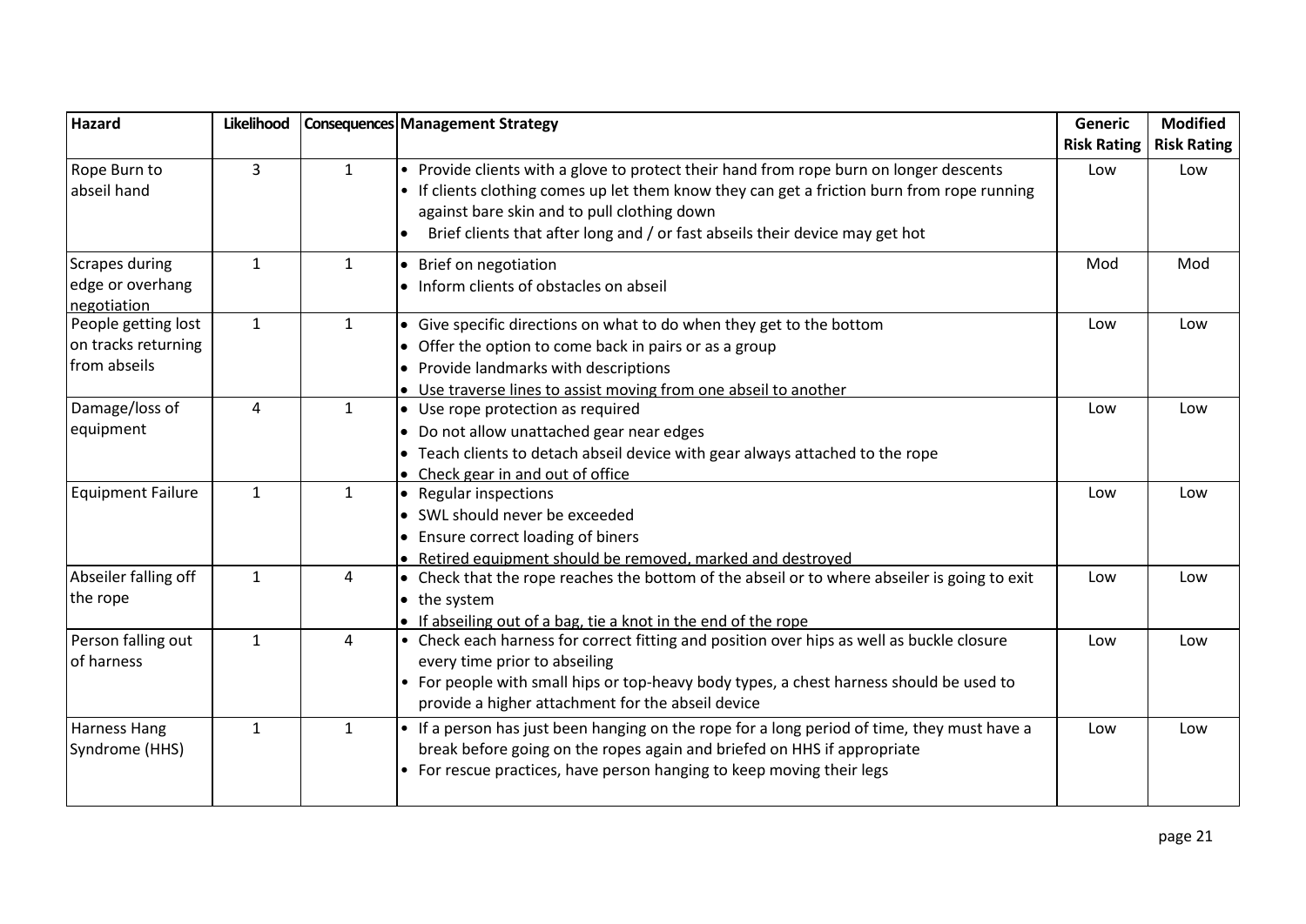| Hazard | Likelihood | Consequences | Management Strategy | Generic Risk Rating | Modified Risk Rating |
|---|---|---|---|---|---|
| Rope Burn to abseil hand | 3 | 1 | • Provide clients with a glove to protect their hand from rope burn on longer descents<br>• If clients clothing comes up let them know they can get a friction burn from rope running against bare skin and to pull clothing down<br>• Brief clients that after long and / or fast abseils their device may get hot | Low | Low |
| Scrapes during edge or overhang negotiation | 1 | 1 | • Brief on negotiation<br>• Inform clients of obstacles on abseil | Mod | Mod |
| People getting lost on tracks returning from abseils | 1 | 1 | • Give specific directions on what to do when they get to the bottom<br>• Offer the option to come back in pairs or as a group<br>• Provide landmarks with descriptions<br>• Use traverse lines to assist moving from one abseil to another | Low | Low |
| Damage/loss of equipment | 4 | 1 | • Use rope protection as required<br>• Do not allow unattached gear near edges<br>• Teach clients to detach abseil device with gear always attached to the rope<br>• Check gear in and out of office | Low | Low |
| Equipment Failure | 1 | 1 | • Regular inspections<br>• SWL should never be exceeded<br>• Ensure correct loading of biners<br>• Retired equipment should be removed, marked and destroyed | Low | Low |
| Abseiler falling off the rope | 1 | 4 | • Check that the rope reaches the bottom of the abseil or to where abseiler is going to exit<br>• the system<br>• If abseiling out of a bag, tie a knot in the end of the rope | Low | Low |
| Person falling out of harness | 1 | 4 | • Check each harness for correct fitting and position over hips as well as buckle closure every time prior to abseiling<br>• For people with small hips or top-heavy body types, a chest harness should be used to provide a higher attachment for the abseil device | Low | Low |
| Harness Hang Syndrome (HHS) | 1 | 1 | • If a person has just been hanging on the rope for a long period of time, they must have a break before going on the ropes again and briefed on HHS if appropriate<br>• For rescue practices, have person hanging to keep moving their legs | Low | Low |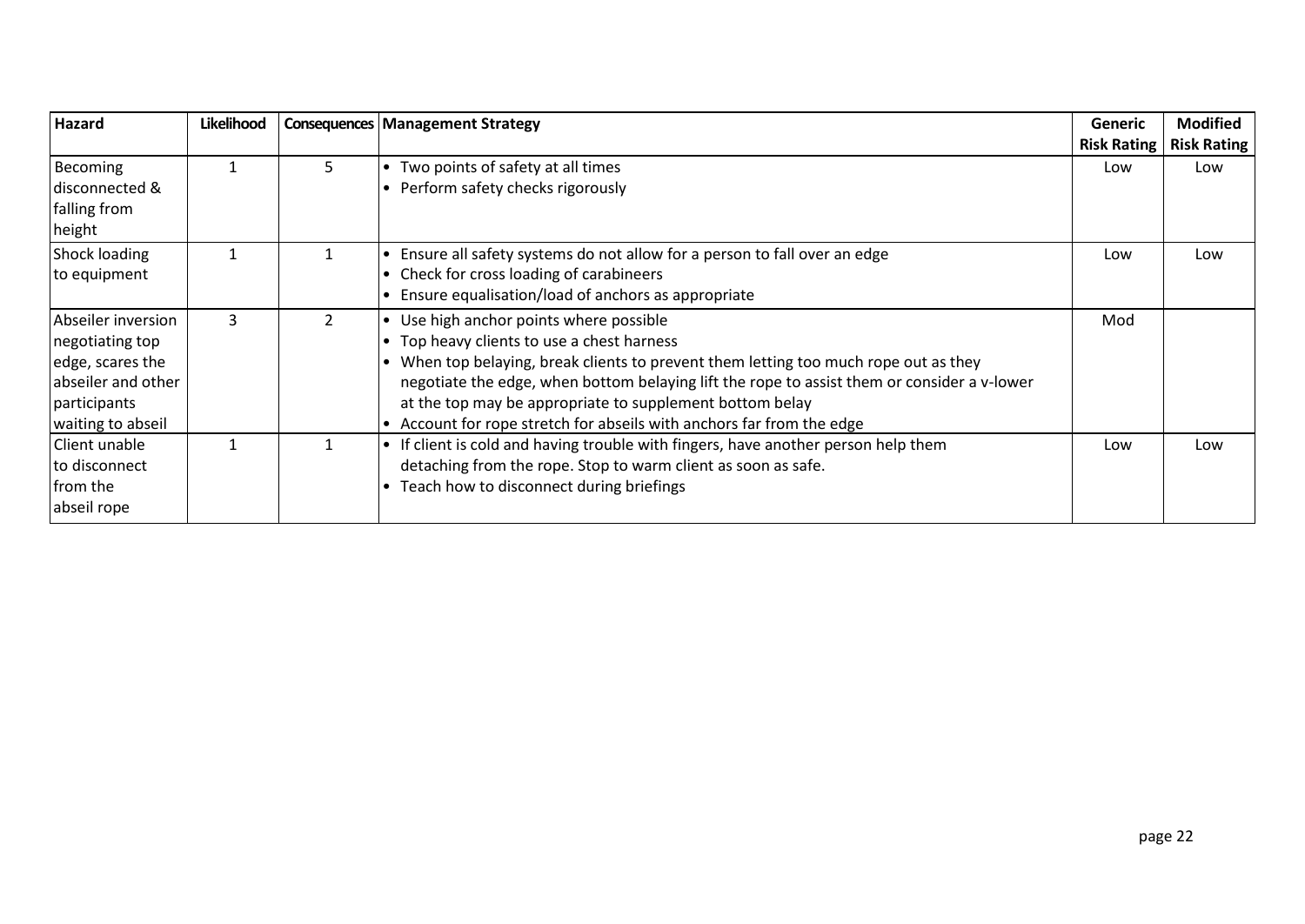| Hazard | Likelihood | Consequences | Management Strategy | Generic Risk Rating | Modified Risk Rating |
|---|---|---|---|---|---|
| Becoming disconnected & falling from height | 1 | 5 | • Two points of safety at all times<br>• Perform safety checks rigorously | Low | Low |
| Shock loading to equipment | 1 | 1 | • Ensure all safety systems do not allow for a person to fall over an edge<br>• Check for cross loading of carabineers<br>• Ensure equalisation/load of anchors as appropriate | Low | Low |
| Abseiler inversion negotiating top edge, scares the abseiler and other participants waiting to abseil | 3 | 2 | • Use high anchor points where possible<br>• Top heavy clients to use a chest harness<br>• When top belaying, break clients to prevent them letting too much rope out as they negotiate the edge, when bottom belaying lift the rope to assist them or consider a v-lower at the top may be appropriate to supplement bottom belay<br>• Account for rope stretch for abseils with anchors far from the edge | Mod | |
| Client unable to disconnect from the abseil rope | 1 | 1 | • If client is cold and having trouble with fingers, have another person help them detaching from the rope. Stop to warm client as soon as safe.<br>• Teach how to disconnect during briefings | Low | Low |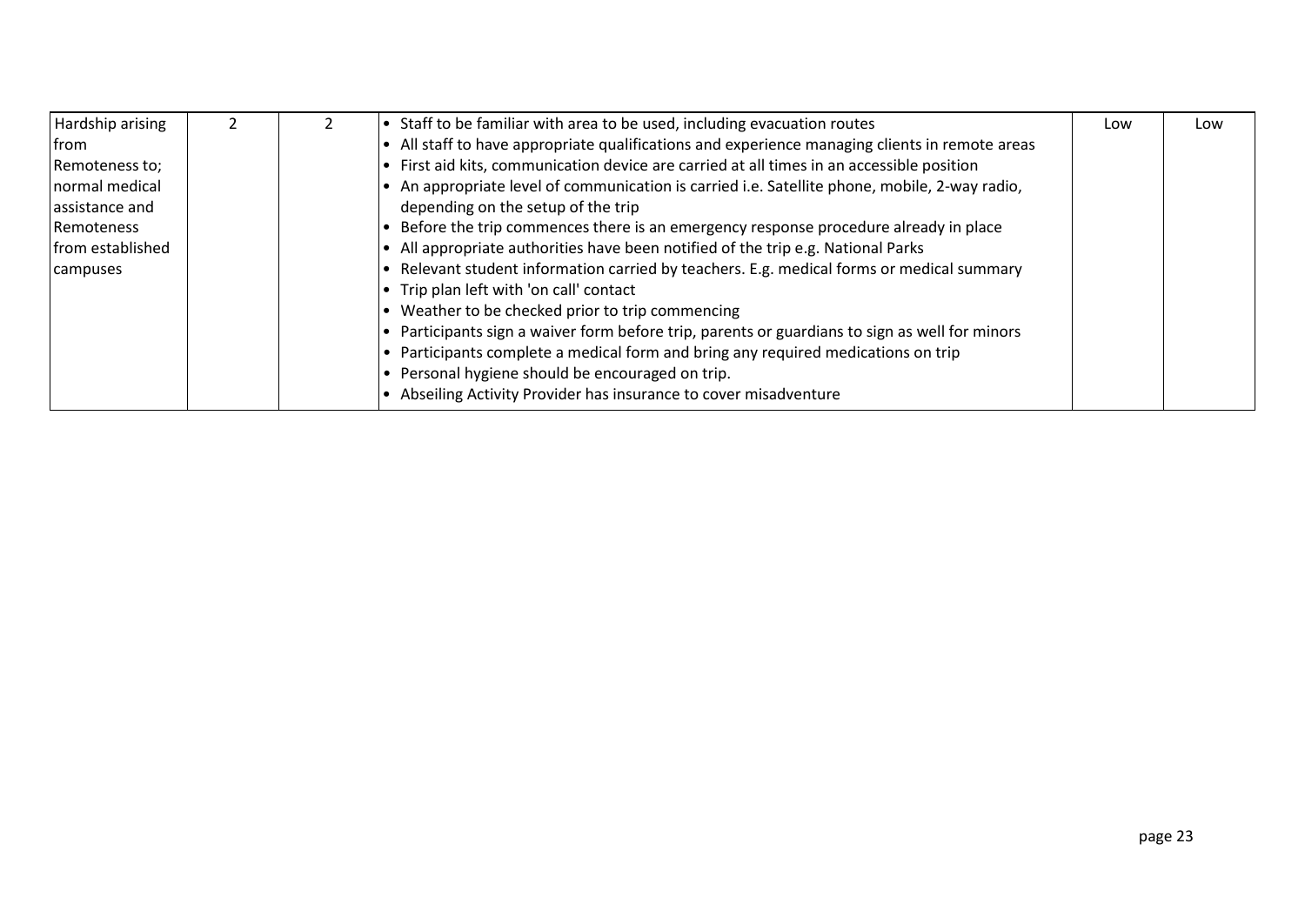| | | | | | |
|---|---|---|---|---|---|
| Hardship arising from Remoteness to; normal medical assistance and Remoteness from established campuses | 2 | 2 | • Staff to be familiar with area to be used, including evacuation routes<br>• All staff to have appropriate qualifications and experience managing clients in remote areas<br>• First aid kits, communication device are carried at all times in an accessible position<br>• An appropriate level of communication is carried i.e. Satellite phone, mobile, 2-way radio, depending on the setup of the trip<br>• Before the trip commences there is an emergency response procedure already in place<br>• All appropriate authorities have been notified of the trip e.g. National Parks<br>• Relevant student information carried by teachers. E.g. medical forms or medical summary<br>• Trip plan left with 'on call' contact<br>• Weather to be checked prior to trip commencing<br>• Participants sign a waiver form before trip, parents or guardians to sign as well for minors<br>• Participants complete a medical form and bring any required medications on trip<br>• Personal hygiene should be encouraged on trip.<br>• Abseiling Activity Provider has insurance to cover misadventure | Low | Low |